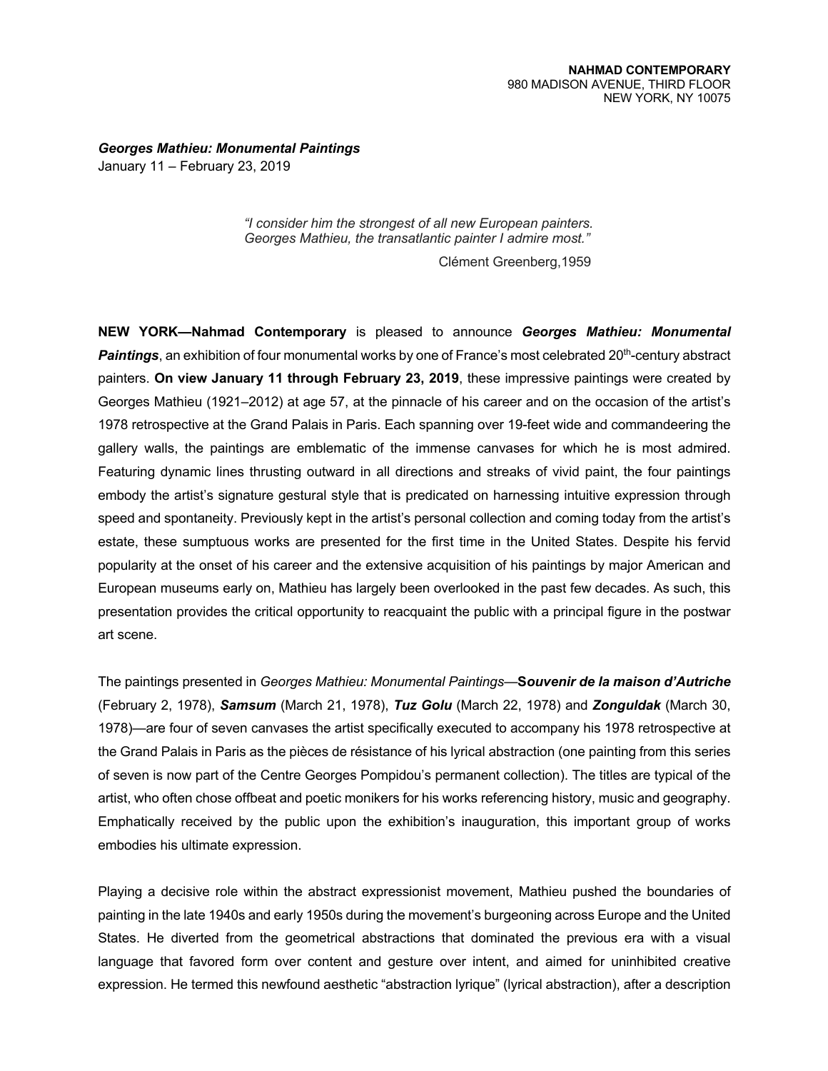**NAHMAD CONTEMPORARY**
980 MADISON AVENUE, THIRD FLOOR
NEW YORK, NY 10075

***Georges Mathieu: Monumental Paintings***
January 11 – February 23, 2019

> *"I consider him the strongest of all new European painters. Georges Mathieu, the transatlantic painter I admire most."*
>
> Clément Greenberg,1959

**NEW YORK—Nahmad Contemporary** is pleased to announce ***Georges Mathieu: Monumental Paintings***, an exhibition of four monumental works by one of France's most celebrated 20th-century abstract painters. **On view January 11 through February 23, 2019**, these impressive paintings were created by Georges Mathieu (1921–2012) at age 57, at the pinnacle of his career and on the occasion of the artist's 1978 retrospective at the Grand Palais in Paris. Each spanning over 19-feet wide and commandeering the gallery walls, the paintings are emblematic of the immense canvases for which he is most admired. Featuring dynamic lines thrusting outward in all directions and streaks of vivid paint, the four paintings embody the artist's signature gestural style that is predicated on harnessing intuitive expression through speed and spontaneity. Previously kept in the artist's personal collection and coming today from the artist's estate, these sumptuous works are presented for the first time in the United States. Despite his fervid popularity at the onset of his career and the extensive acquisition of his paintings by major American and European museums early on, Mathieu has largely been overlooked in the past few decades. As such, this presentation provides the critical opportunity to reacquaint the public with a principal figure in the postwar art scene.

The paintings presented in *Georges Mathieu: Monumental Paintings*—**Souvenir de la maison d'Autriche** (February 2, 1978), ***Samsum*** (March 21, 1978), ***Tuz Golu*** (March 22, 1978) and ***Zonguldak*** (March 30, 1978)—are four of seven canvases the artist specifically executed to accompany his 1978 retrospective at the Grand Palais in Paris as the pièces de résistance of his lyrical abstraction (one painting from this series of seven is now part of the Centre Georges Pompidou's permanent collection). The titles are typical of the artist, who often chose offbeat and poetic monikers for his works referencing history, music and geography. Emphatically received by the public upon the exhibition's inauguration, this important group of works embodies his ultimate expression.

Playing a decisive role within the abstract expressionist movement, Mathieu pushed the boundaries of painting in the late 1940s and early 1950s during the movement's burgeoning across Europe and the United States. He diverted from the geometrical abstractions that dominated the previous era with a visual language that favored form over content and gesture over intent, and aimed for uninhibited creative expression. He termed this newfound aesthetic "abstraction lyrique" (lyrical abstraction), after a description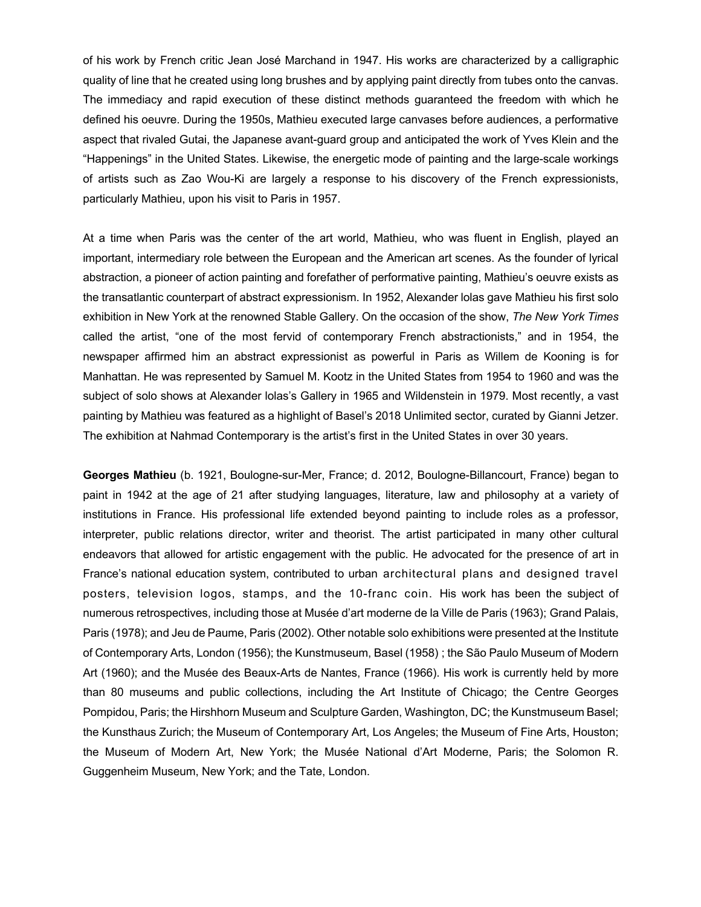of his work by French critic Jean José Marchand in 1947. His works are characterized by a calligraphic quality of line that he created using long brushes and by applying paint directly from tubes onto the canvas. The immediacy and rapid execution of these distinct methods guaranteed the freedom with which he defined his oeuvre. During the 1950s, Mathieu executed large canvases before audiences, a performative aspect that rivaled Gutai, the Japanese avant-guard group and anticipated the work of Yves Klein and the "Happenings" in the United States. Likewise, the energetic mode of painting and the large-scale workings of artists such as Zao Wou-Ki are largely a response to his discovery of the French expressionists, particularly Mathieu, upon his visit to Paris in 1957.

At a time when Paris was the center of the art world, Mathieu, who was fluent in English, played an important, intermediary role between the European and the American art scenes. As the founder of lyrical abstraction, a pioneer of action painting and forefather of performative painting, Mathieu's oeuvre exists as the transatlantic counterpart of abstract expressionism. In 1952, Alexander Iolas gave Mathieu his first solo exhibition in New York at the renowned Stable Gallery. On the occasion of the show, *The New York Times* called the artist, "one of the most fervid of contemporary French abstractionists," and in 1954, the newspaper affirmed him an abstract expressionist as powerful in Paris as Willem de Kooning is for Manhattan. He was represented by Samuel M. Kootz in the United States from 1954 to 1960 and was the subject of solo shows at Alexander Iolas's Gallery in 1965 and Wildenstein in 1979. Most recently, a vast painting by Mathieu was featured as a highlight of Basel's 2018 Unlimited sector, curated by Gianni Jetzer. The exhibition at Nahmad Contemporary is the artist's first in the United States in over 30 years.

**Georges Mathieu** (b. 1921, Boulogne-sur-Mer, France; d. 2012, Boulogne-Billancourt, France) began to paint in 1942 at the age of 21 after studying languages, literature, law and philosophy at a variety of institutions in France. His professional life extended beyond painting to include roles as a professor, interpreter, public relations director, writer and theorist. The artist participated in many other cultural endeavors that allowed for artistic engagement with the public. He advocated for the presence of art in France's national education system, contributed to urban architectural plans and designed travel posters, television logos, stamps, and the 10-franc coin. His work has been the subject of numerous retrospectives, including those at Musée d'art moderne de la Ville de Paris (1963); Grand Palais, Paris (1978); and Jeu de Paume, Paris (2002). Other notable solo exhibitions were presented at the Institute of Contemporary Arts, London (1956); the Kunstmuseum, Basel (1958) ; the São Paulo Museum of Modern Art (1960); and the Musée des Beaux-Arts de Nantes, France (1966). His work is currently held by more than 80 museums and public collections, including the Art Institute of Chicago; the Centre Georges Pompidou, Paris; the Hirshhorn Museum and Sculpture Garden, Washington, DC; the Kunstmuseum Basel; the Kunsthaus Zurich; the Museum of Contemporary Art, Los Angeles; the Museum of Fine Arts, Houston; the Museum of Modern Art, New York; the Musée National d'Art Moderne, Paris; the Solomon R. Guggenheim Museum, New York; and the Tate, London.